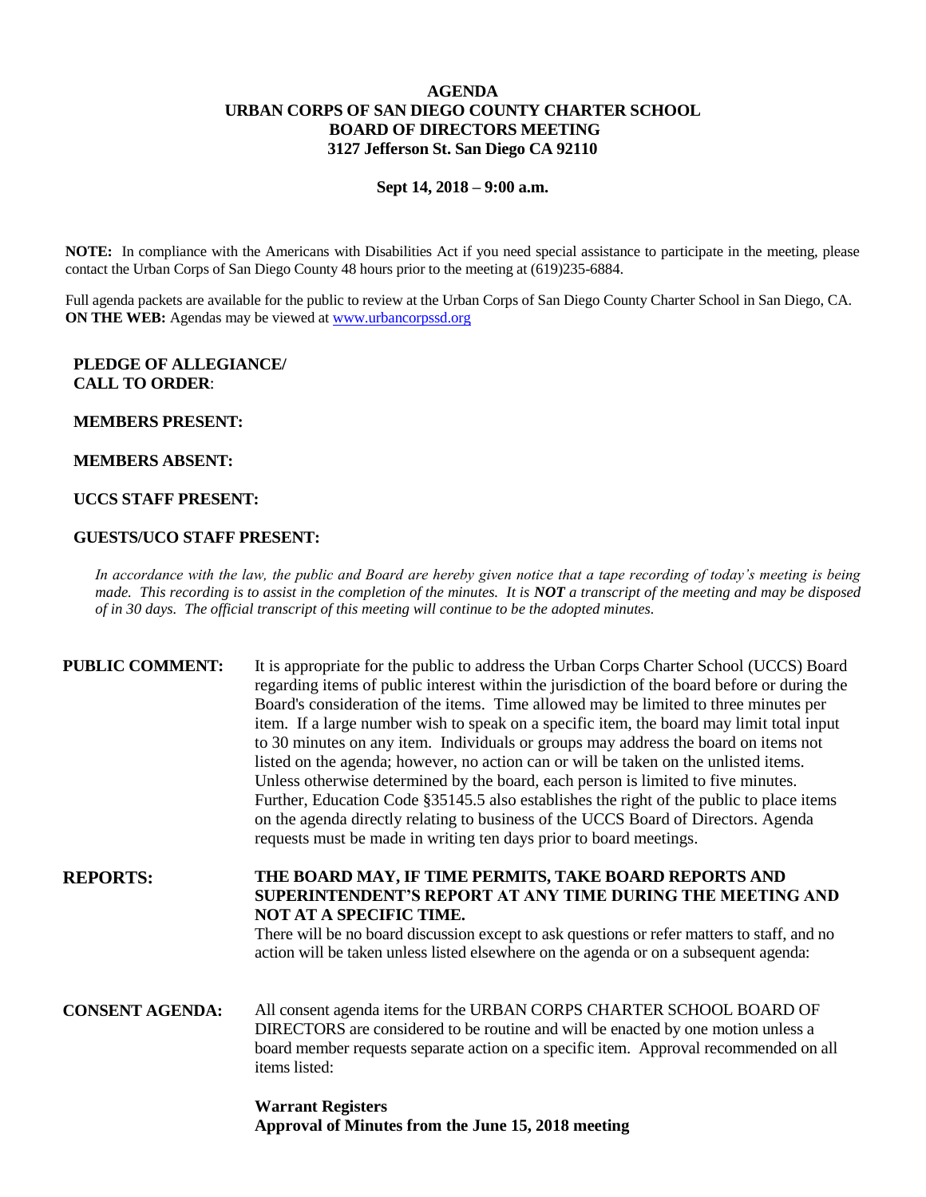# AGENDA
# URBAN CORPS OF SAN DIEGO COUNTY CHARTER SCHOOL
# BOARD OF DIRECTORS MEETING
# 3127 Jefferson St. San Diego CA 92110

**Sept 14, 2018 – 9:00 a.m.**

**NOTE:** In compliance with the Americans with Disabilities Act if you need special assistance to participate in the meeting, please contact the Urban Corps of San Diego County 48 hours prior to the meeting at (619)235-6884.

Full agenda packets are available for the public to review at the Urban Corps of San Diego County Charter School in San Diego, CA. **ON THE WEB:** Agendas may be viewed at www.urbancorpssd.org

**PLEDGE OF ALLEGIANCE/**
**CALL TO ORDER**:

**MEMBERS PRESENT:**

**MEMBERS ABSENT:**

**UCCS STAFF PRESENT:**

**GUESTS/UCO STAFF PRESENT:**

*In accordance with the law, the public and Board are hereby given notice that a tape recording of today's meeting is being made. This recording is to assist in the completion of the minutes. It is **NOT** a transcript of the meeting and may be disposed of in 30 days. The official transcript of this meeting will continue to be the adopted minutes.*

**PUBLIC COMMENT:** It is appropriate for the public to address the Urban Corps Charter School (UCCS) Board regarding items of public interest within the jurisdiction of the board before or during the Board's consideration of the items. Time allowed may be limited to three minutes per item. If a large number wish to speak on a specific item, the board may limit total input to 30 minutes on any item. Individuals or groups may address the board on items not listed on the agenda; however, no action can or will be taken on the unlisted items. Unless otherwise determined by the board, each person is limited to five minutes. Further, Education Code §35145.5 also establishes the right of the public to place items on the agenda directly relating to business of the UCCS Board of Directors. Agenda requests must be made in writing ten days prior to board meetings.

**REPORTS:** **THE BOARD MAY, IF TIME PERMITS, TAKE BOARD REPORTS AND SUPERINTENDENT'S REPORT AT ANY TIME DURING THE MEETING AND NOT AT A SPECIFIC TIME.**
There will be no board discussion except to ask questions or refer matters to staff, and no action will be taken unless listed elsewhere on the agenda or on a subsequent agenda:

**CONSENT AGENDA:** All consent agenda items for the URBAN CORPS CHARTER SCHOOL BOARD OF DIRECTORS are considered to be routine and will be enacted by one motion unless a board member requests separate action on a specific item. Approval recommended on all items listed:

**Warrant Registers**
**Approval of Minutes from the June 15, 2018 meeting**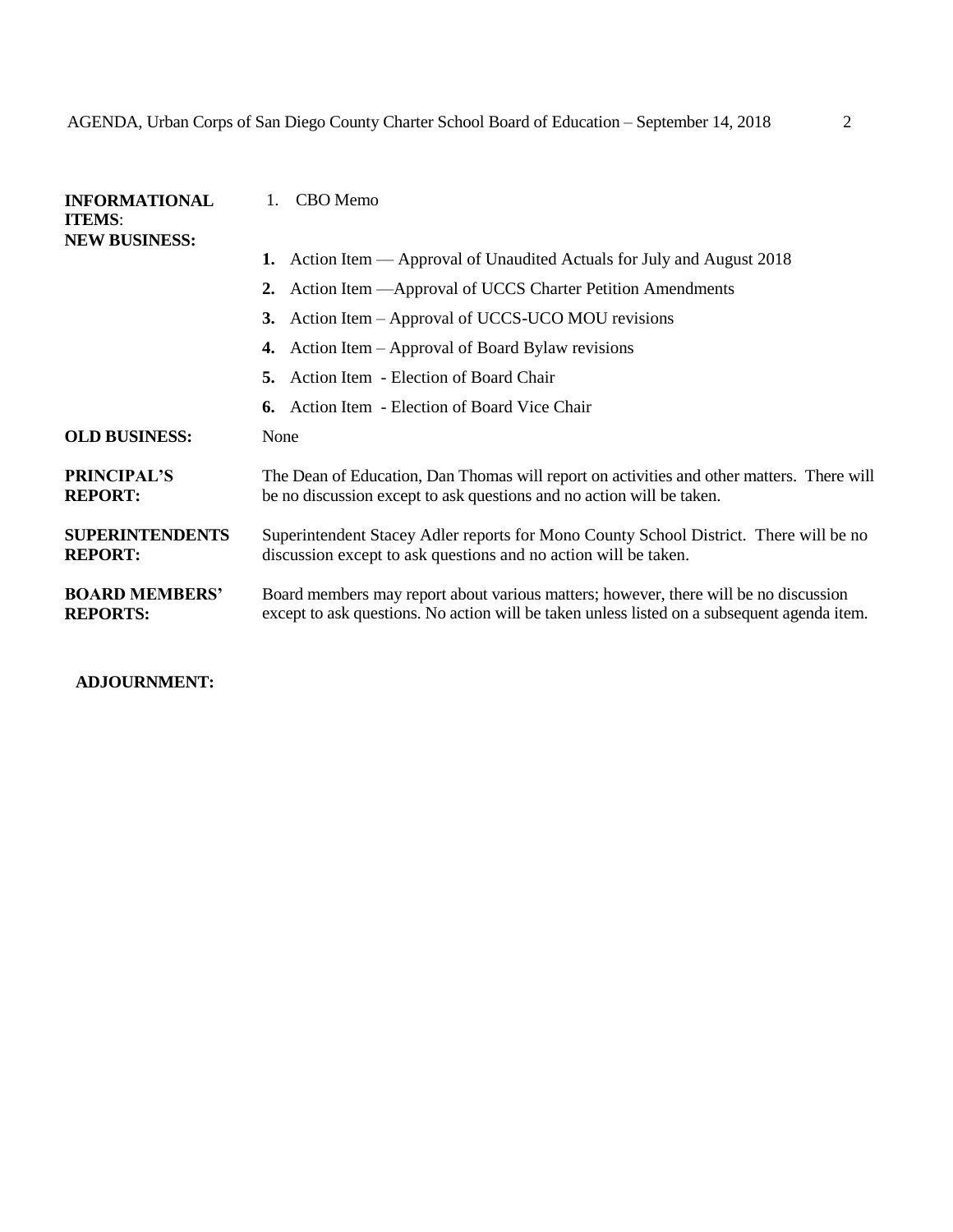**INFORMATIONAL ITEMS**:

1. CBO Memo

**NEW BUSINESS:**

1. Action Item — Approval of Unaudited Actuals for July and August 2018
2. Action Item —Approval of UCCS Charter Petition Amendments
3. Action Item – Approval of UCCS-UCO MOU revisions
4. Action Item – Approval of Board Bylaw revisions
5. Action Item - Election of Board Chair
6. Action Item - Election of Board Vice Chair

**OLD BUSINESS:** None

**PRINCIPAL'S REPORT:** The Dean of Education, Dan Thomas will report on activities and other matters. There will be no discussion except to ask questions and no action will be taken.

**SUPERINTENDENTS REPORT:** Superintendent Stacey Adler reports for Mono County School District. There will be no discussion except to ask questions and no action will be taken.

**BOARD MEMBERS' REPORTS:** Board members may report about various matters; however, there will be no discussion except to ask questions. No action will be taken unless listed on a subsequent agenda item.

**ADJOURNMENT:**